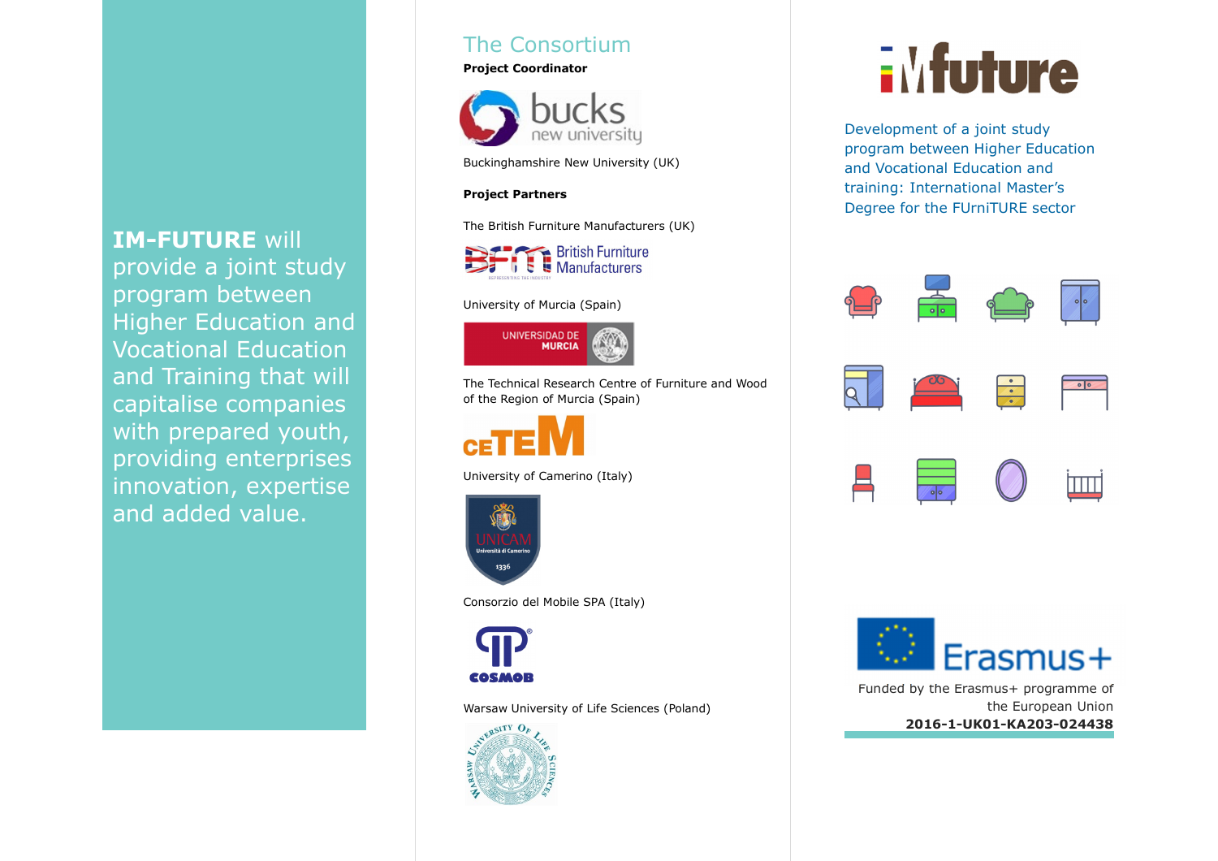**IM-FUTURE** will provide a joint study program between Higher Education and Vocational Education and Training that will capitalise companies with prepared youth, providing enterprises innovation, expertise and added value.

## The Consortium

**Project Coordinator**

Buckinghamshire New University (UK)

**Project Partners**

The British Furniture Manufacturers (UK)

University of Murcia (Spain)

The Technical Research Centre of Furniture and Wood of the Region of Murcia (Spain)

University of Camerino (Italy)

Consorzio del Mobile SPA (Italy)

Warsaw University of Life Sciences (Poland)

# IMfuture

Development of a joint study program between Higher Education and Vocational Education and training: International Master's Degree for the FUrniTURE sector

Funded by the Erasmus+ programme of the European Union

**2016-1-UK01-KA203-024438**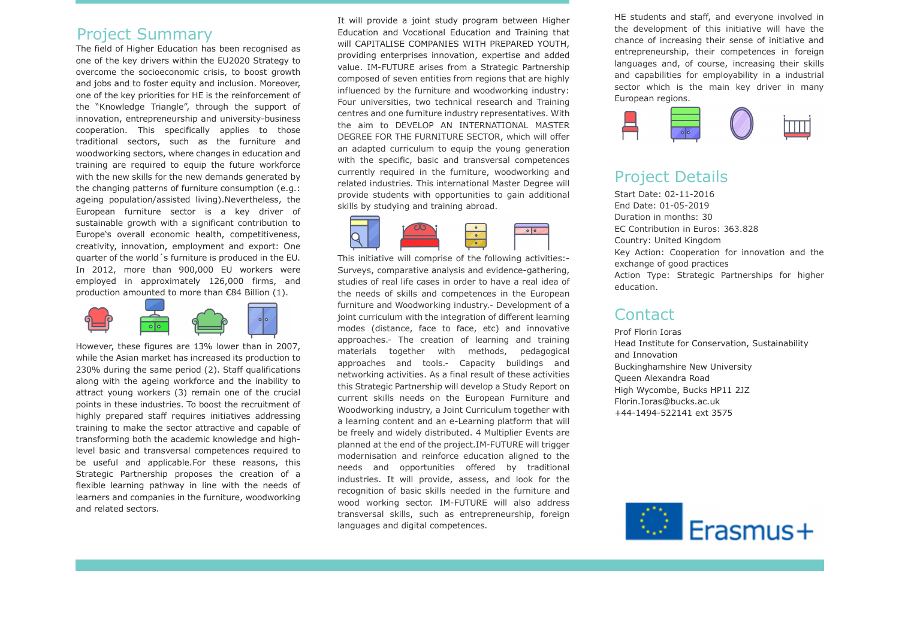## Project Summary

The field of Higher Education has been recognised as one of the key drivers within the EU2020 Strategy to overcome the socioeconomic crisis, to boost growth and jobs and to foster equity and inclusion. Moreover, one of the key priorities for HE is the reinforcement of the “Knowledge Triangle”, through the support of innovation, entrepreneurship and university-business cooperation. This specifically applies to those traditional sectors, such as the furniture and woodworking sectors, where changes in education and training are required to equip the future workforce with the new skills for the new demands generated by the changing patterns of furniture consumption (e.g.: ageing population/assisted living).Nevertheless, the European furniture sector is a key driver of sustainable growth with a significant contribution to Europe‘s overall economic health, competitiveness, creativity, innovation, employment and export: One quarter of the world´s furniture is produced in the EU. In 2012, more than 900,000 EU workers were employed in approximately 126,000 firms, and production amounted to more than €84 Billion (1).

However, these figures are 13% lower than in 2007, while the Asian market has increased its production to 230% during the same period (2). Staff qualifications along with the ageing workforce and the inability to attract young workers (3) remain one of the crucial points in these industries. To boost the recruitment of highly prepared staff requires initiatives addressing training to make the sector attractive and capable of transforming both the academic knowledge and high-level basic and transversal competences required to be useful and applicable.For these reasons, this Strategic Partnership proposes the creation of a flexible learning pathway in line with the needs of learners and companies in the furniture, woodworking and related sectors.

It will provide a joint study program between Higher Education and Vocational Education and Training that will CAPITALISE COMPANIES WITH PREPARED YOUTH, providing enterprises innovation, expertise and added value. IM-FUTURE arises from a Strategic Partnership composed of seven entities from regions that are highly influenced by the furniture and woodworking industry: Four universities, two technical research and Training centres and one furniture industry representatives. With the aim to DEVELOP AN INTERNATIONAL MASTER DEGREE FOR THE FURNITURE SECTOR, which will offer an adapted curriculum to equip the young generation with the specific, basic and transversal competences currently required in the furniture, woodworking and related industries. This international Master Degree will provide students with opportunities to gain additional skills by studying and training abroad.

This initiative will comprise of the following activities:- Surveys, comparative analysis and evidence-gathering, studies of real life cases in order to have a real idea of the needs of skills and competences in the European furniture and Woodworking industry.- Development of a joint curriculum with the integration of different learning modes (distance, face to face, etc) and innovative approaches.- The creation of learning and training materials together with methods, pedagogical approaches and tools.- Capacity buildings and networking activities. As a final result of these activities this Strategic Partnership will develop a Study Report on current skills needs on the European Furniture and Woodworking industry, a Joint Curriculum together with a learning content and an e-Learning platform that will be freely and widely distributed. 4 Multiplier Events are planned at the end of the project.IM-FUTURE will trigger modernisation and reinforce education aligned to the needs and opportunities offered by traditional industries. It will provide, assess, and look for the recognition of basic skills needed in the furniture and wood working sector. IM-FUTURE will also address transversal skills, such as entrepreneurship, foreign languages and digital competences.

HE students and staff, and everyone involved in the development of this initiative will have the chance of increasing their sense of initiative and entrepreneurship, their competences in foreign languages and, of course, increasing their skills and capabilities for employability in a industrial sector which is the main key driver in many European regions.

## Project Details

Start Date: 02-11-2016
End Date: 01-05-2019
Duration in months: 30
EC Contribution in Euros: 363.828
Country: United Kingdom
Key Action: Cooperation for innovation and the exchange of good practices
Action Type: Strategic Partnerships for higher education.

## Contact

Prof Florin Ioras
Head Institute for Conservation, Sustainability and Innovation
Buckinghamshire New University
Queen Alexandra Road
High Wycombe, Bucks HP11 2JZ
Florin.Ioras@bucks.ac.uk
+44-1494-522141 ext 3575

Erasmus+